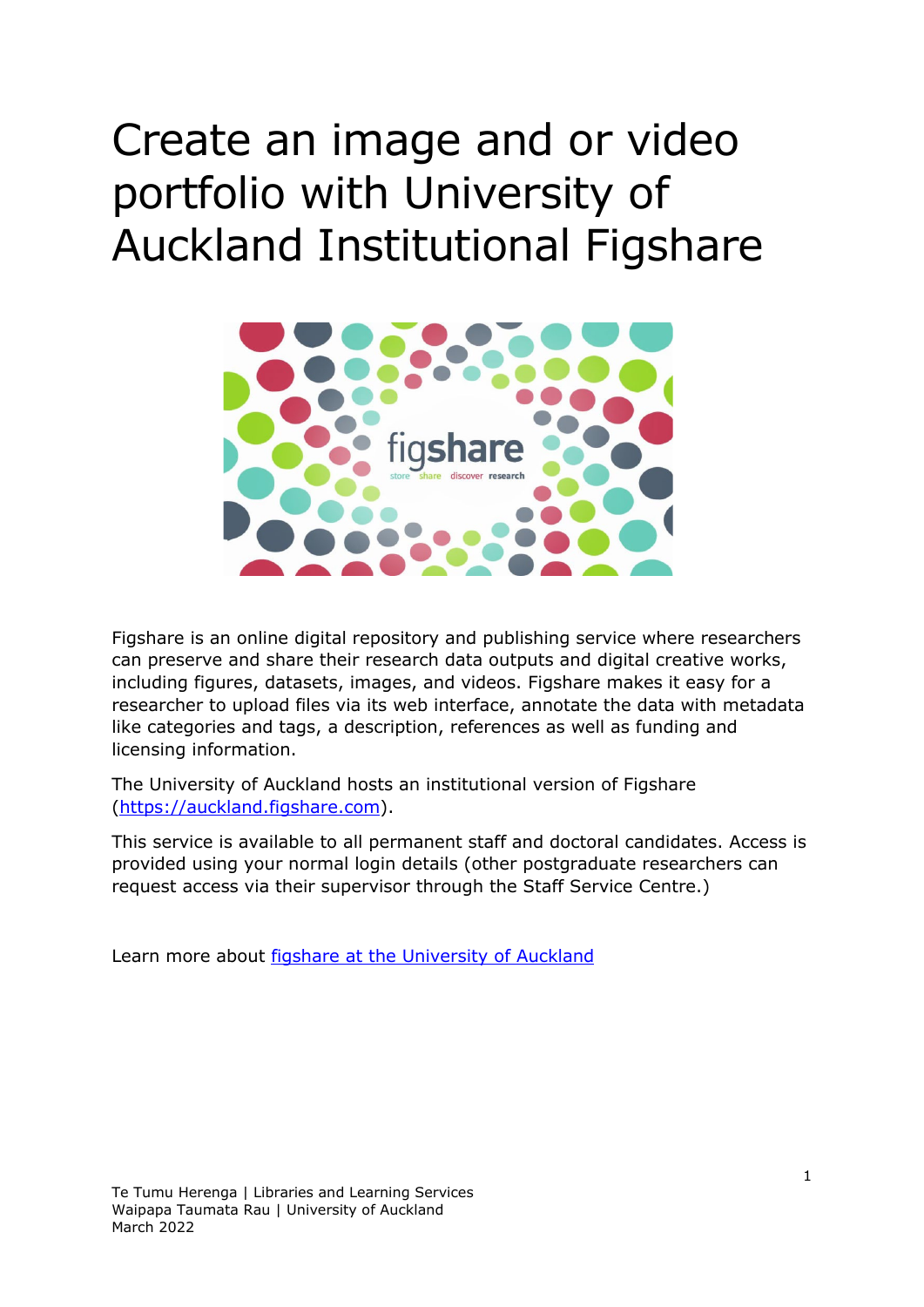# Create an image and or video portfolio with University of Auckland Institutional Figshare

Figshare is an online digital repository and publishing service where researchers can preserve and share their research data outputs and digital creative works, including figures, datasets, images, and videos. Figshare makes it easy for a researcher to upload files via its web interface, annotate the data with metadata like categories and tags, a description, references as well as funding and licensing information.

The University of Auckland hosts an institutional version of Figshare (https://auckland.figshare.com).

This service is available to all permanent staff and doctoral candidates. Access is provided using your normal login details (other postgraduate researchers can request access via their supervisor through the Staff Service Centre.)

Learn more about figshare at the University of Auckland

Te Tumu Herenga | Libraries and Learning Services
Waipapa Taumata Rau | University of Auckland
March 2022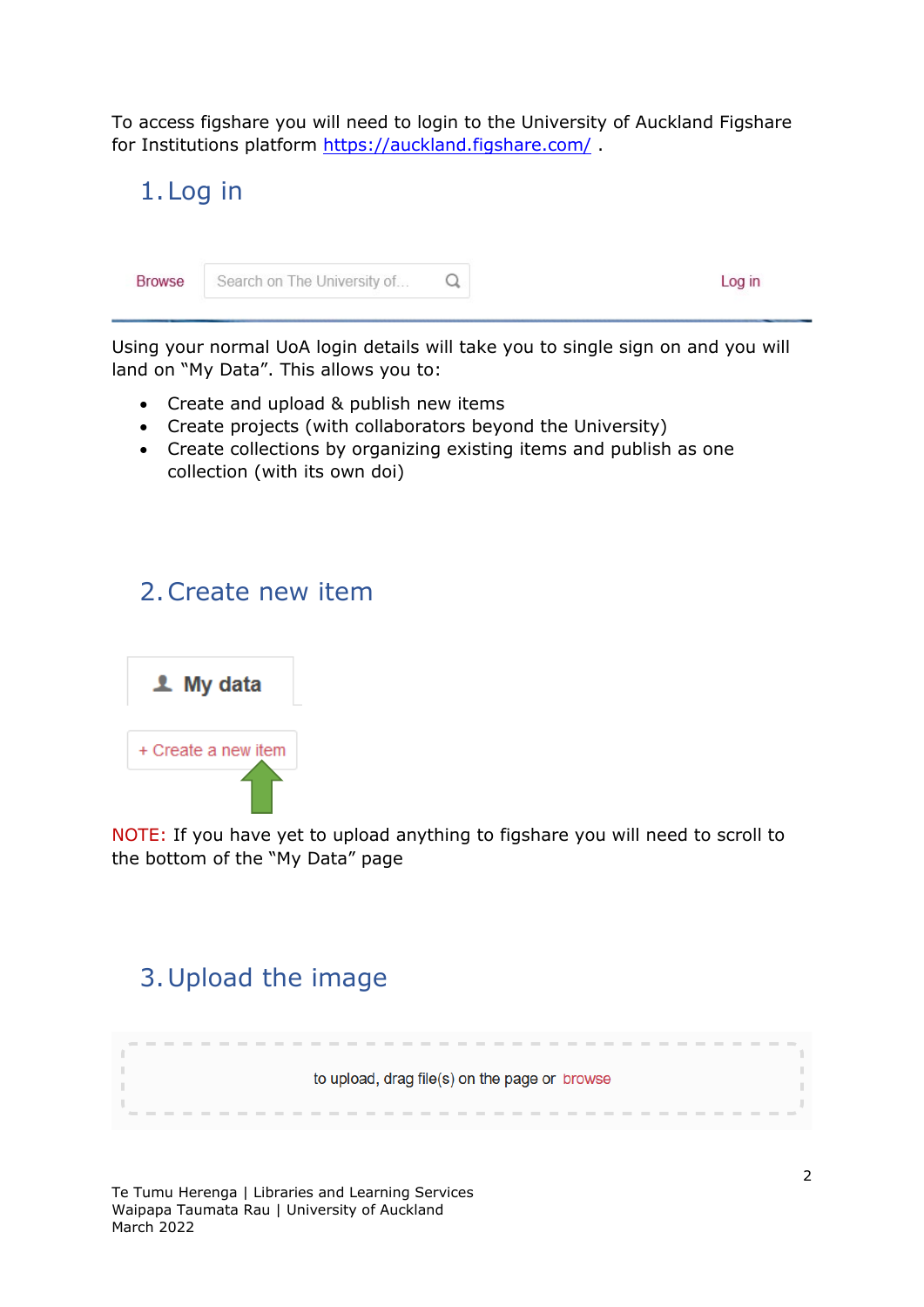To access figshare you will need to login to the University of Auckland Figshare for Institutions platform https://auckland.figshare.com/ .

## 1. Log in

Browse Search on The University of... Log in

Using your normal UoA login details will take you to single sign on and you will land on "My Data". This allows you to:

- Create and upload & publish new items
- Create projects (with collaborators beyond the University)
- Create collections by organizing existing items and publish as one collection (with its own doi)

## 2. Create new item

My data

+ Create a new item

NOTE: If you have yet to upload anything to figshare you will need to scroll to the bottom of the "My Data" page

## 3. Upload the image

to upload, drag file(s) on the page or browse

Te Tumu Herenga | Libraries and Learning Services
Waipapa Taumata Rau | University of Auckland
March 2022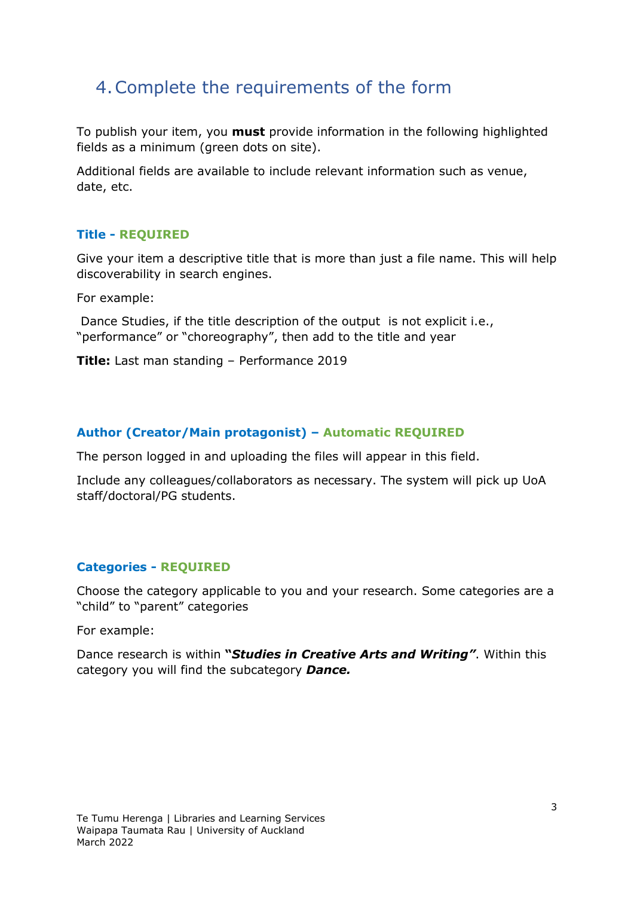## 4. Complete the requirements of the form

To publish your item, you **must** provide information in the following highlighted fields as a minimum (green dots on site).

Additional fields are available to include relevant information such as venue, date, etc.

### Title - REQUIRED

Give your item a descriptive title that is more than just a file name. This will help discoverability in search engines.

For example:

Dance Studies, if the title description of the output is not explicit i.e., "performance" or "choreography", then add to the title and year

**Title:** Last man standing – Performance 2019

### Author (Creator/Main protagonist) – Automatic REQUIRED

The person logged in and uploading the files will appear in this field.

Include any colleagues/collaborators as necessary. The system will pick up UoA staff/doctoral/PG students.

### Categories - REQUIRED

Choose the category applicable to you and your research. Some categories are a "child" to "parent" categories

For example:

Dance research is within ***"Studies in Creative Arts and Writing"***. Within this category you will find the subcategory ***Dance.***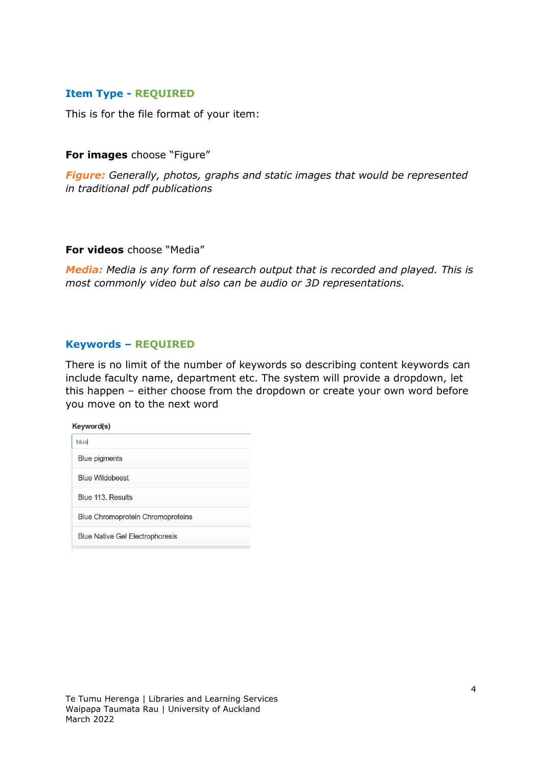## Item Type - REQUIRED

This is for the file format of your item:

**For images** choose "Figure"

***Figure:*** *Generally, photos, graphs and static images that would be represented in traditional pdf publications*

**For videos** choose "Media"

***Media:*** *Media is any form of research output that is recorded and played. This is most commonly video but also can be audio or 3D representations.*

## Keywords – REQUIRED

There is no limit of the number of keywords so describing content keywords can include faculty name, department etc. The system will provide a dropdown, let this happen – either choose from the dropdown or create your own word before you move on to the next word

Keyword(s)

blue

- Blue pigments
- Blue Wildebeest
- Blue 113. Results
- Blue Chromoprotein Chromoproteins
- Blue Native Gel Electrophoresis

Te Tumu Herenga | Libraries and Learning Services
Waipapa Taumata Rau | University of Auckland
March 2022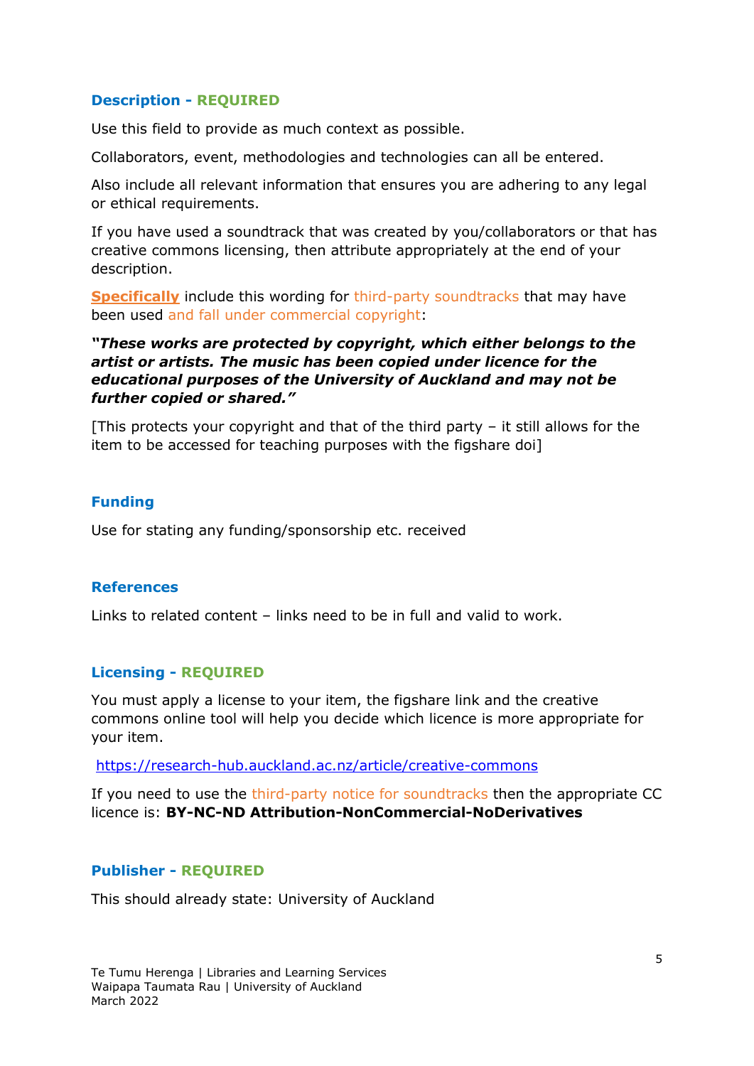### Description - REQUIRED

Use this field to provide as much context as possible.

Collaborators, event, methodologies and technologies can all be entered.

Also include all relevant information that ensures you are adhering to any legal or ethical requirements.

If you have used a soundtrack that was created by you/collaborators or that has creative commons licensing, then attribute appropriately at the end of your description.

**Specifically** include this wording for third-party soundtracks that may have been used and fall under commercial copyright:

***"These works are protected by copyright, which either belongs to the artist or artists. The music has been copied under licence for the educational purposes of the University of Auckland and may not be further copied or shared."***

[This protects your copyright and that of the third party – it still allows for the item to be accessed for teaching purposes with the figshare doi]

### Funding

Use for stating any funding/sponsorship etc. received

### References

Links to related content – links need to be in full and valid to work.

### Licensing - REQUIRED

You must apply a license to your item, the figshare link and the creative commons online tool will help you decide which licence is more appropriate for your item.

https://research-hub.auckland.ac.nz/article/creative-commons

If you need to use the third-party notice for soundtracks then the appropriate CC licence is: **BY-NC-ND Attribution-NonCommercial-NoDerivatives**

### Publisher - REQUIRED

This should already state: University of Auckland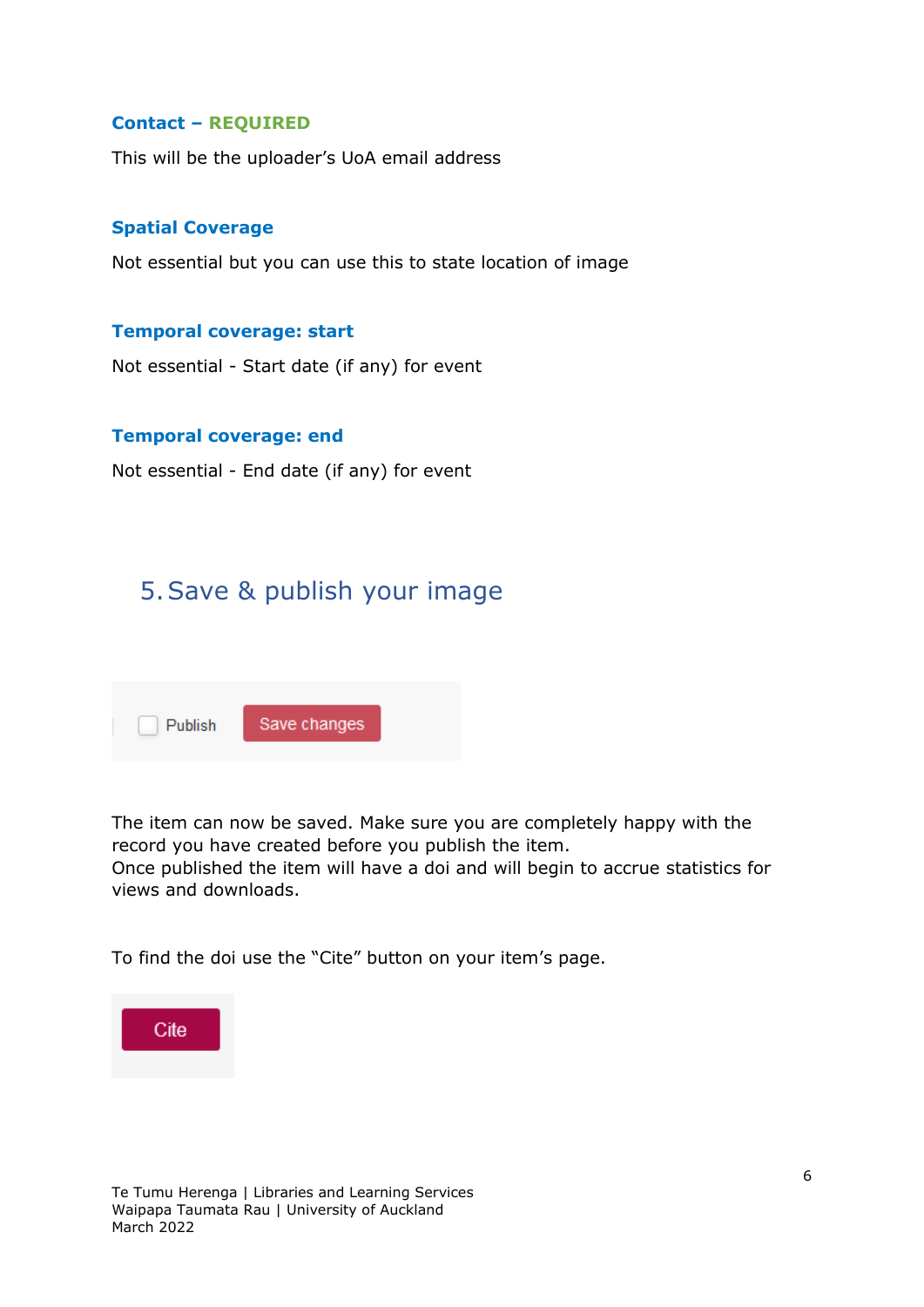### Contact – REQUIRED

This will be the uploader's UoA email address

### Spatial Coverage

Not essential but you can use this to state location of image

### Temporal coverage: start

Not essential - Start date (if any) for event

### Temporal coverage: end

Not essential - End date (if any) for event

## 5. Save & publish your image

Publish   Save changes

The item can now be saved. Make sure you are completely happy with the record you have created before you publish the item.
Once published the item will have a doi and will begin to accrue statistics for views and downloads.

To find the doi use the "Cite" button on your item's page.

Cite

Te Tumu Herenga | Libraries and Learning Services
Waipapa Taumata Rau | University of Auckland
March 2022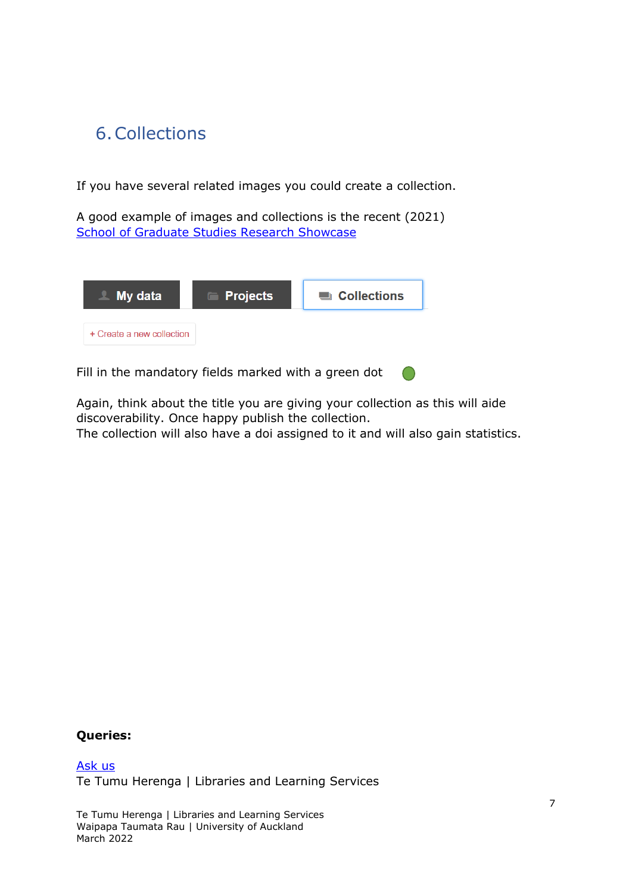## 6. Collections

If you have several related images you could create a collection.

A good example of images and collections is the recent (2021) [School of Graduate Studies Research Showcase](#)

My data | Projects | Collections

+ Create a new collection

Fill in the mandatory fields marked with a green dot

Again, think about the title you are giving your collection as this will aide discoverability. Once happy publish the collection.
The collection will also have a doi assigned to it and will also gain statistics.

**Queries:**

[Ask us](#)
Te Tumu Herenga | Libraries and Learning Services

Te Tumu Herenga | Libraries and Learning Services
Waipapa Taumata Rau | University of Auckland
March 2022